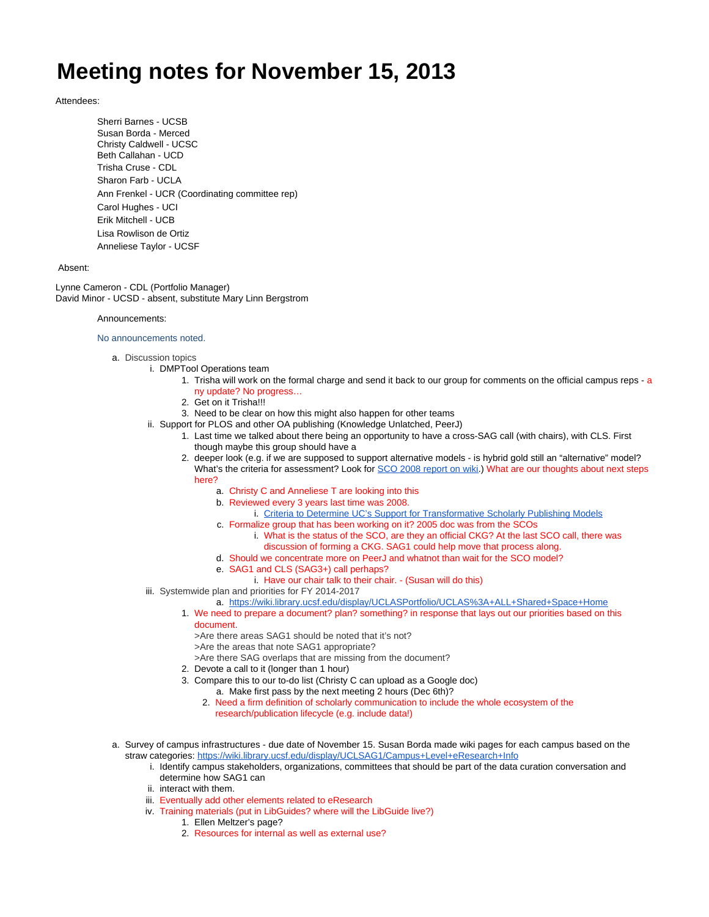# Meeting notes for November 15, 2013

Attendees:

Sherri Barnes - UCSB
Susan Borda - Merced
Christy Caldwell - UCSC
Beth Callahan - UCD
Trisha Cruse - CDL
Sharon Farb - UCLA
Ann Frenkel - UCR (Coordinating committee rep)
Carol Hughes - UCI
Erik Mitchell - UCB
Lisa Rowlison de Ortiz
Anneliese Taylor - UCSF

Absent:

Lynne Cameron - CDL (Portfolio Manager)
David Minor - UCSD - absent, substitute Mary Linn Bergstrom

Announcements:

No announcements noted.

a. Discussion topics
   i. DMPTool Operations team
      1. Trisha will work on the formal charge and send it back to our group for comments on the official campus reps - any update? No progress…
      2. Get on it Trisha!!!
      3. Need to be clear on how this might also happen for other teams
   ii. Support for PLOS and other OA publishing (Knowledge Unlatched, PeerJ)
      1. Last time we talked about there being an opportunity to have a cross-SAG call (with chairs), with CLS. First though maybe this group should have a
      2. deeper look (e.g. if we are supposed to support alternative models - is hybrid gold still an "alternative" model? What's the criteria for assessment? Look for [SCO 2008 report on wiki](#).) What are our thoughts about next steps here?
         a. Christy C and Anneliese T are looking into this
         b. Reviewed every 3 years last time was 2008.
            i. [Criteria to Determine UC's Support for Transformative Scholarly Publishing Models](#)
         c. Formalize group that has been working on it? 2005 doc was from the SCOs
            i. What is the status of the SCO, are they an official CKG? At the last SCO call, there was discussion of forming a CKG. SAG1 could help move that process along.
         d. Should we concentrate more on PeerJ and whatnot than wait for the SCO model?
         e. SAG1 and CLS (SAG3+) call perhaps?
            i. Have our chair talk to their chair. - (Susan will do this)
   iii. Systemwide plan and priorities for FY 2014-2017
         a. https://wiki.library.ucsf.edu/display/UCLASPortfolio/UCLAS%3A+ALL+Shared+Space+Home
      1. We need to prepare a document? plan? something? in response that lays out our priorities based on this document.
         >Are there areas SAG1 should be noted that it's not?
         >Are the areas that note SAG1 appropriate?
         >Are there SAG overlaps that are missing from the document?
      2. Devote a call to it (longer than 1 hour)
      3. Compare this to our to-do list (Christy C can upload as a Google doc)
         a. Make first pass by the next meeting 2 hours (Dec 6th)?
      2. Need a firm definition of scholarly communication to include the whole ecosystem of the research/publication lifecycle (e.g. include data!)

a. Survey of campus infrastructures - due date of November 15. Susan Borda made wiki pages for each campus based on the straw categories: https://wiki.library.ucsf.edu/display/UCLSAG1/Campus+Level+eResearch+Info
   i. Identify campus stakeholders, organizations, committees that should be part of the data curation conversation and determine how SAG1 can
   ii. interact with them.
   iii. Eventually add other elements related to eResearch
   iv. Training materials (put in LibGuides? where will the LibGuide live?)
      1. Ellen Meltzer's page?
      2. Resources for internal as well as external use?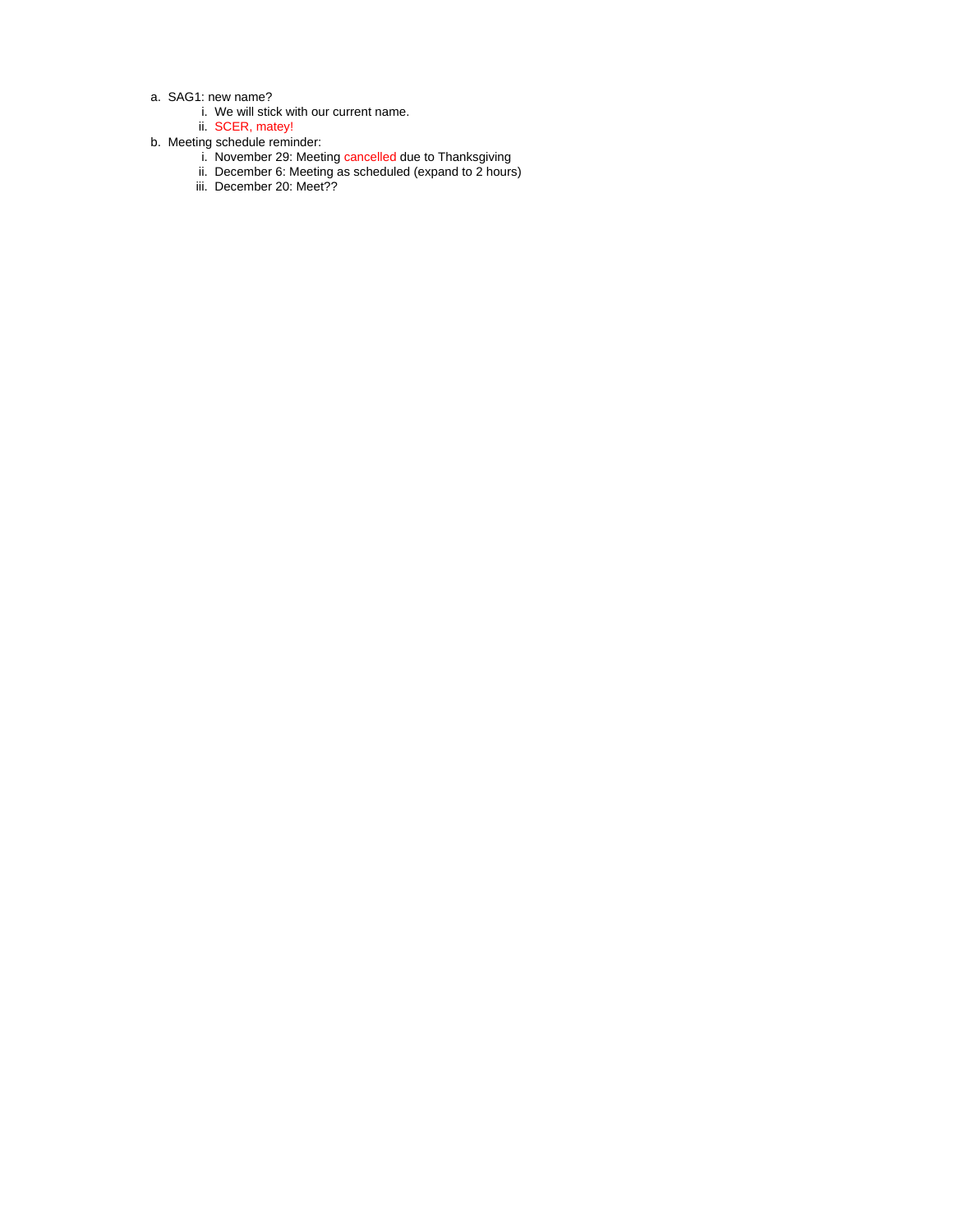a. SAG1: new name?
    i. We will stick with our current name.
    ii. SCER, matey!

b. Meeting schedule reminder:
    i. November 29: Meeting cancelled due to Thanksgiving
    ii. December 6: Meeting as scheduled (expand to 2 hours)
    iii. December 20: Meet??